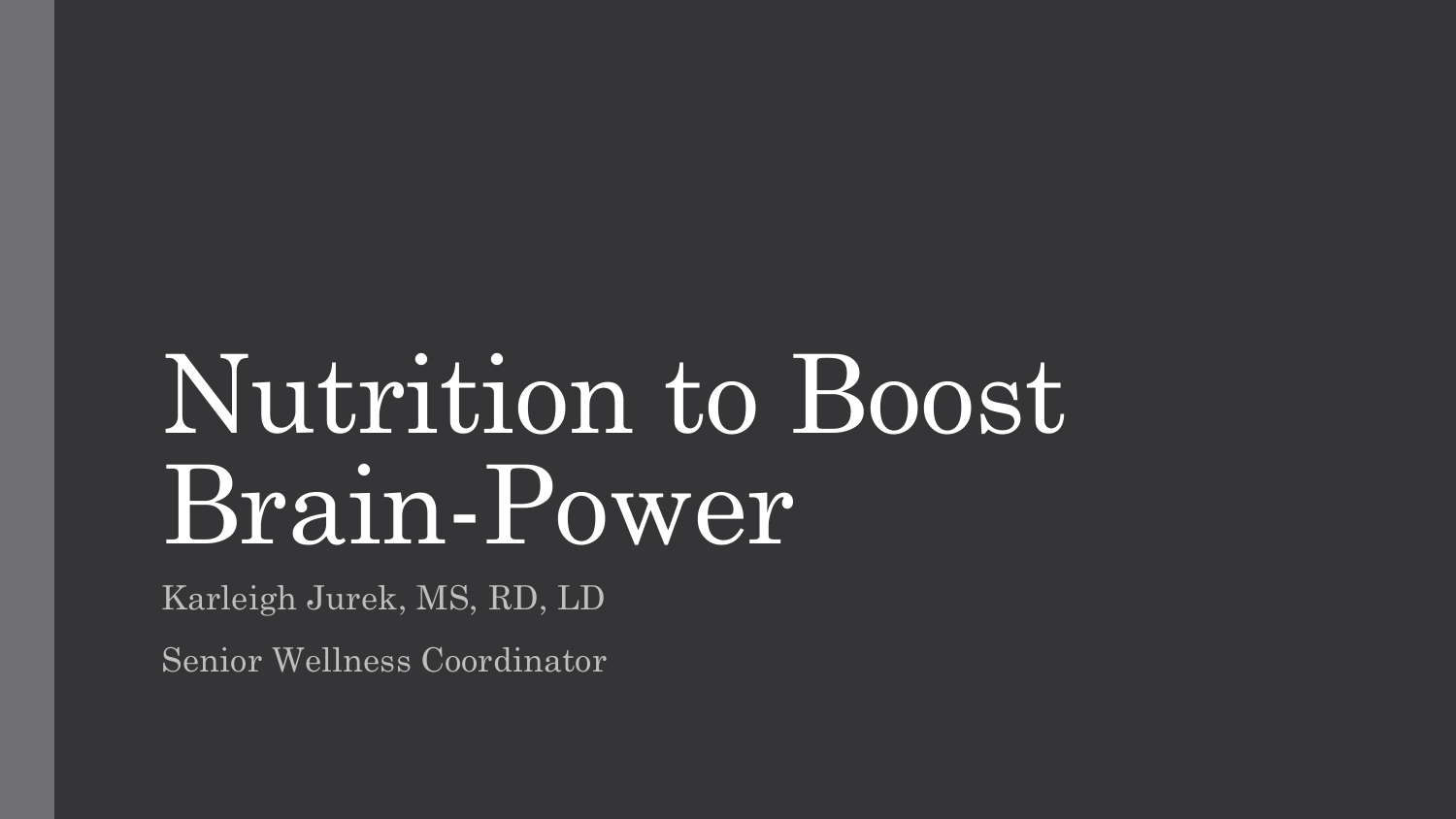# Nutrition to Boost Brain-Power

Karleigh Jurek, MS, RD, LD

Senior Wellness Coordinator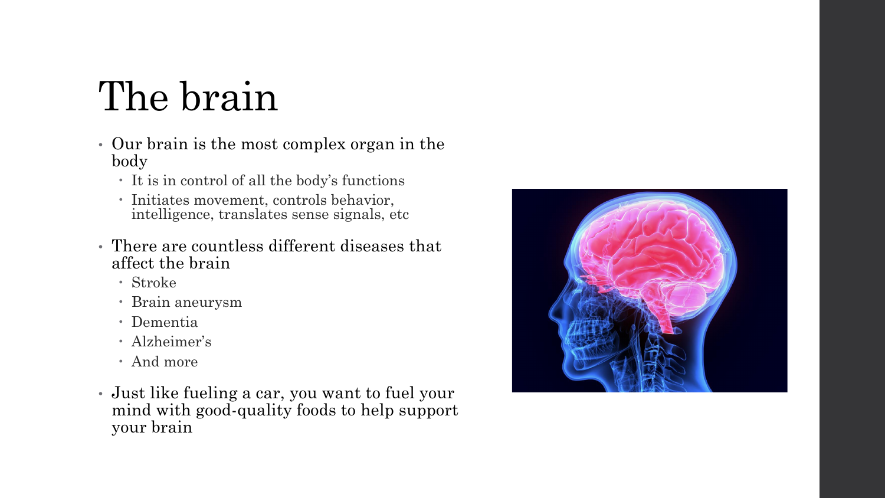# The brain

- Our brain is the most complex organ in the body
  - It is in control of all the body's functions
  - Initiates movement, controls behavior, intelligence, translates sense signals, etc
- There are countless different diseases that affect the brain
  - Stroke
  - Brain aneurysm
  - Dementia
  - Alzheimer's
  - And more
- Just like fueling a car, you want to fuel your mind with good-quality foods to help support your brain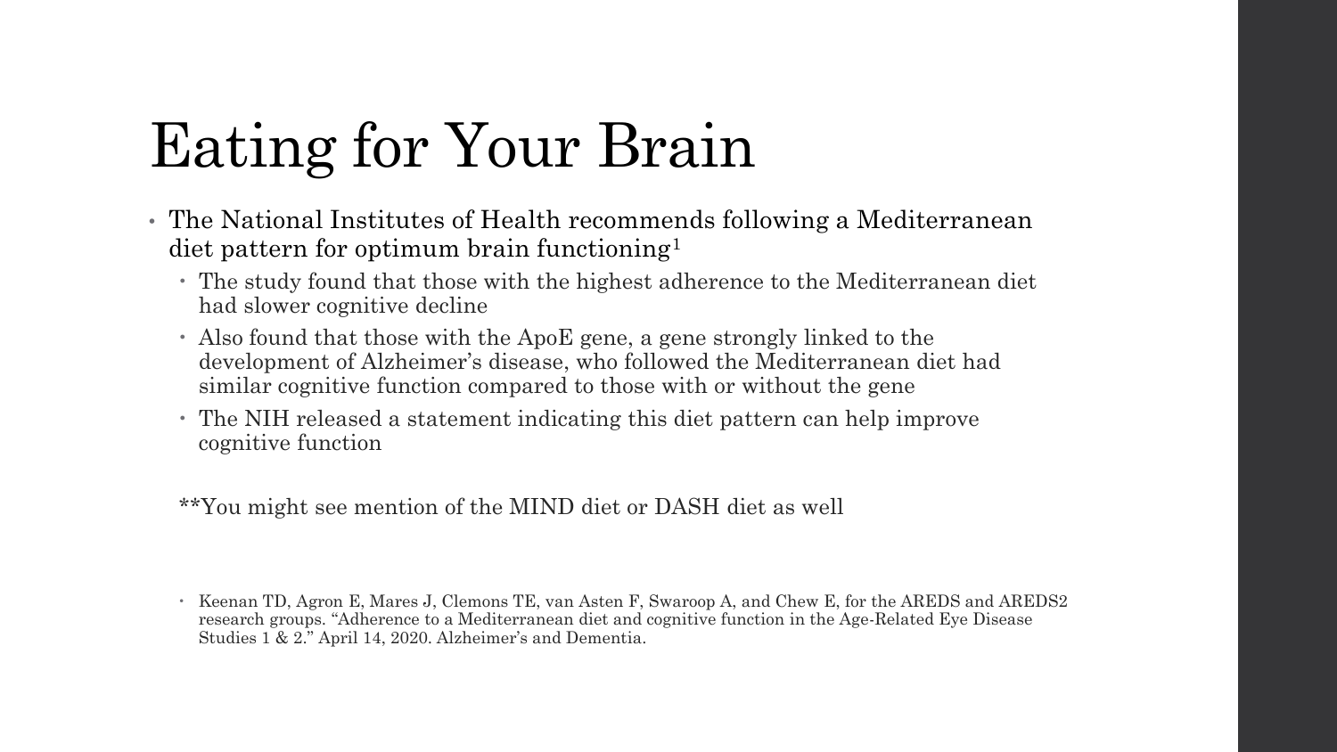# Eating for Your Brain

- The National Institutes of Health recommends following a Mediterranean diet pattern for optimum brain functioning[1]
  - The study found that those with the highest adherence to the Mediterranean diet had slower cognitive decline
  - Also found that those with the ApoE gene, a gene strongly linked to the development of Alzheimer's disease, who followed the Mediterranean diet had similar cognitive function compared to those with or without the gene
  - The NIH released a statement indicating this diet pattern can help improve cognitive function

**You might see mention of the MIND diet or DASH diet as well

- Keenan TD, Agron E, Mares J, Clemons TE, van Asten F, Swaroop A, and Chew E, for the AREDS and AREDS2 research groups. "Adherence to a Mediterranean diet and cognitive function in the Age-Related Eye Disease Studies 1 & 2." April 14, 2020. Alzheimer's and Dementia.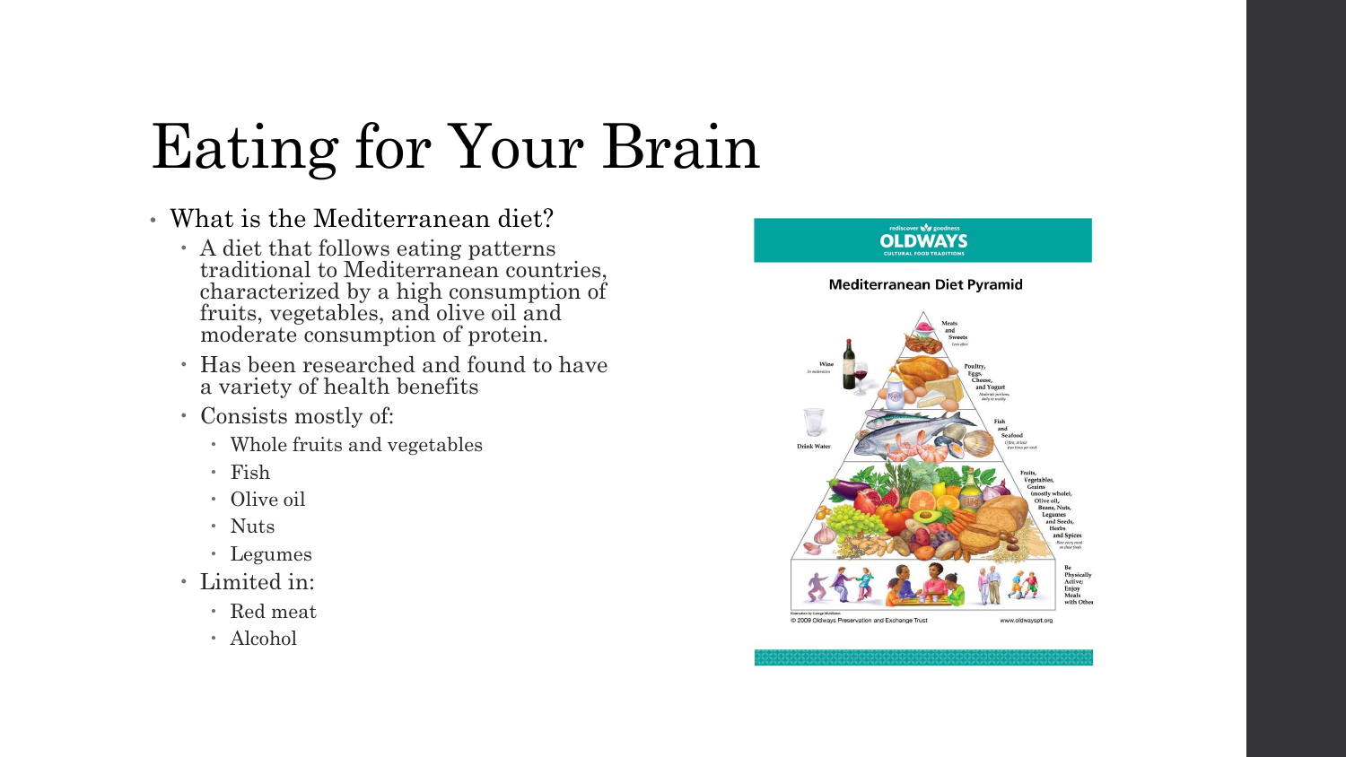# Eating for Your Brain

- What is the Mediterranean diet?
  - A diet that follows eating patterns traditional to Mediterranean countries, characterized by a high consumption of fruits, vegetables, and olive oil and moderate consumption of protein.
  - Has been researched and found to have a variety of health benefits
  - Consists mostly of:
    - Whole fruits and vegetables
    - Fish
    - Olive oil
    - Nuts
    - Legumes
  - Limited in:
    - Red meat
    - Alcohol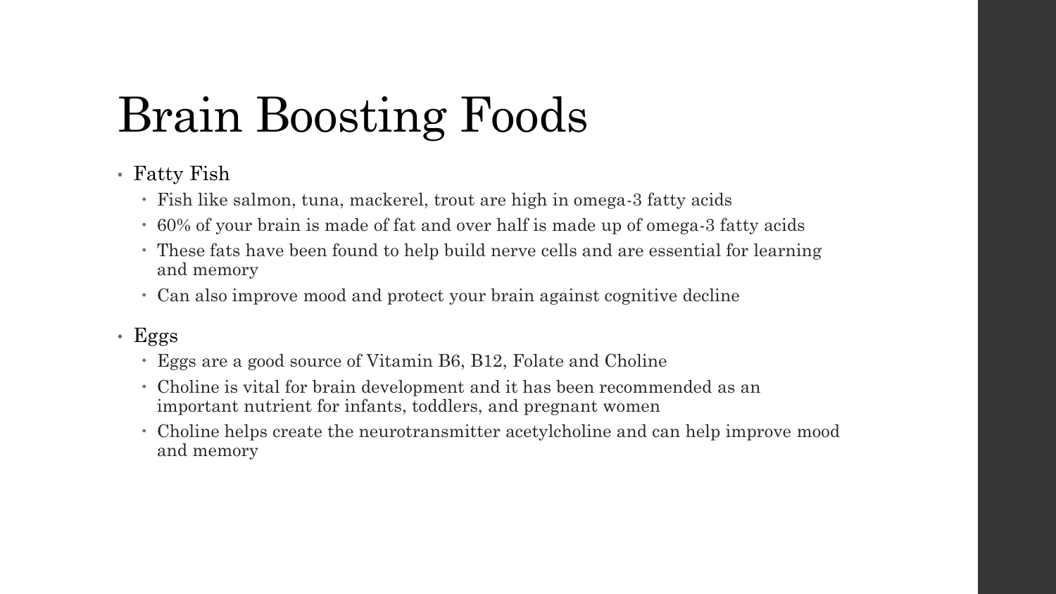# Brain Boosting Foods

- Fatty Fish
  - Fish like salmon, tuna, mackerel, trout are high in omega-3 fatty acids
  - 60% of your brain is made of fat and over half is made up of omega-3 fatty acids
  - These fats have been found to help build nerve cells and are essential for learning and memory
  - Can also improve mood and protect your brain against cognitive decline
- Eggs
  - Eggs are a good source of Vitamin B6, B12, Folate and Choline
  - Choline is vital for brain development and it has been recommended as an important nutrient for infants, toddlers, and pregnant women
  - Choline helps create the neurotransmitter acetylcholine and can help improve mood and memory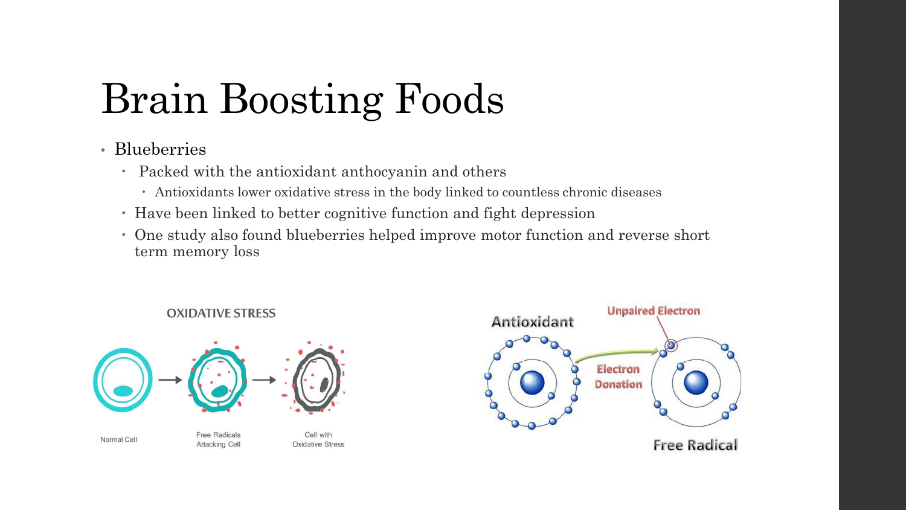# Brain Boosting Foods

- Blueberries
  - Packed with the antioxidant anthocyanin and others
    - Antioxidants lower oxidative stress in the body linked to countless chronic diseases
  - Have been linked to better cognitive function and fight depression
  - One study also found blueberries helped improve motor function and reverse short term memory loss

OXIDATIVE STRESS

Normal Cell — Free Radicals Attacking Cell — Cell with Oxidative Stress

Antioxidant — Electron Donation — Unpaired Electron — Free Radical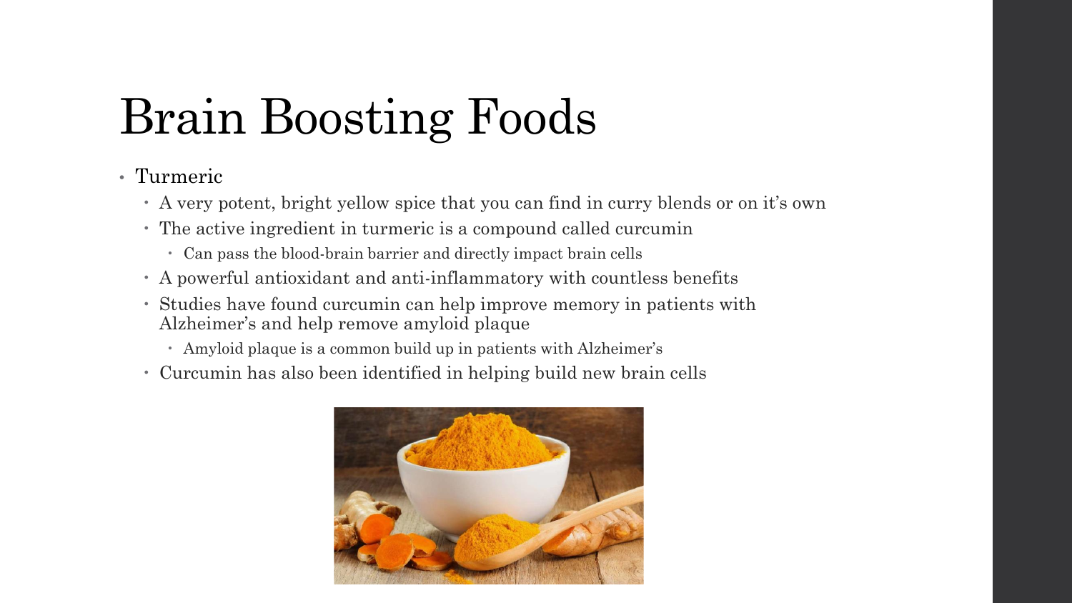# Brain Boosting Foods

- Turmeric
  - A very potent, bright yellow spice that you can find in curry blends or on it's own
  - The active ingredient in turmeric is a compound called curcumin
    - Can pass the blood-brain barrier and directly impact brain cells
  - A powerful antioxidant and anti-inflammatory with countless benefits
  - Studies have found curcumin can help improve memory in patients with Alzheimer's and help remove amyloid plaque
    - Amyloid plaque is a common build up in patients with Alzheimer's
  - Curcumin has also been identified in helping build new brain cells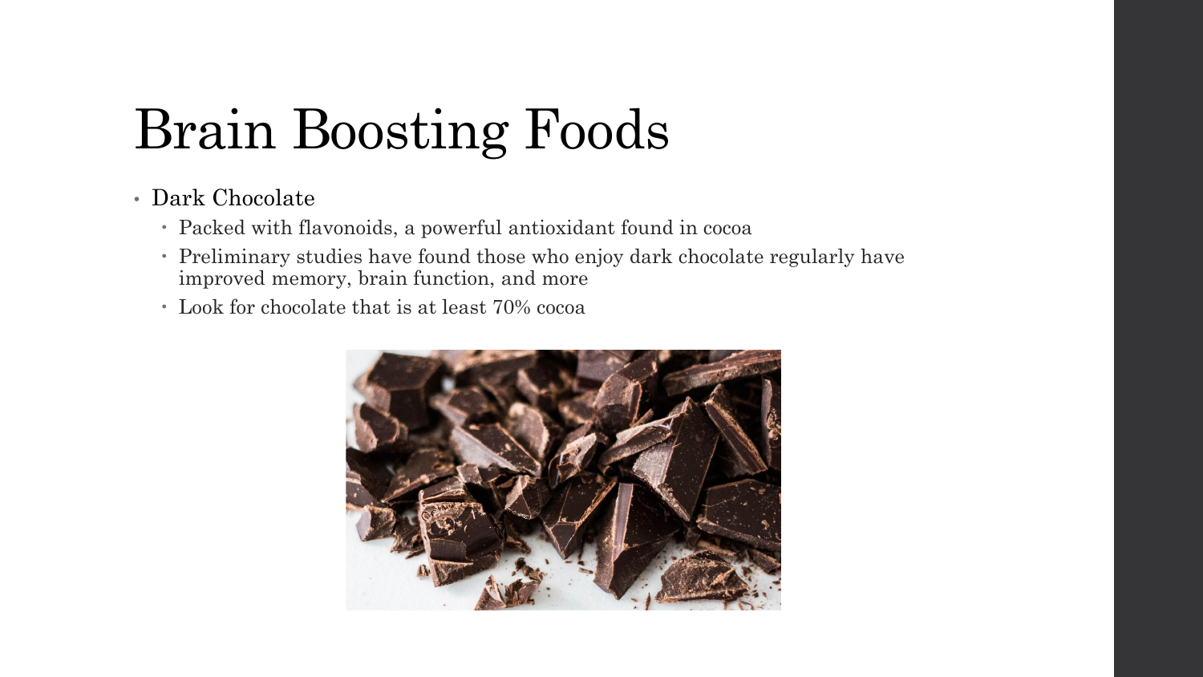# Brain Boosting Foods

- Dark Chocolate
  - Packed with flavonoids, a powerful antioxidant found in cocoa
  - Preliminary studies have found those who enjoy dark chocolate regularly have improved memory, brain function, and more
  - Look for chocolate that is at least 70% cocoa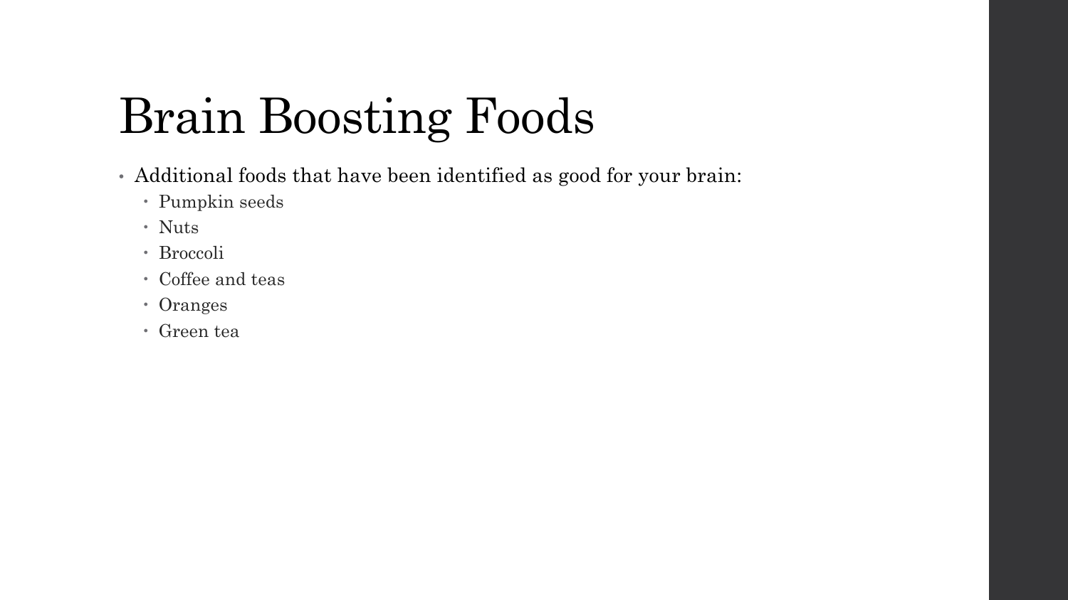# Brain Boosting Foods

- Additional foods that have been identified as good for your brain:
  - Pumpkin seeds
  - Nuts
  - Broccoli
  - Coffee and teas
  - Oranges
  - Green tea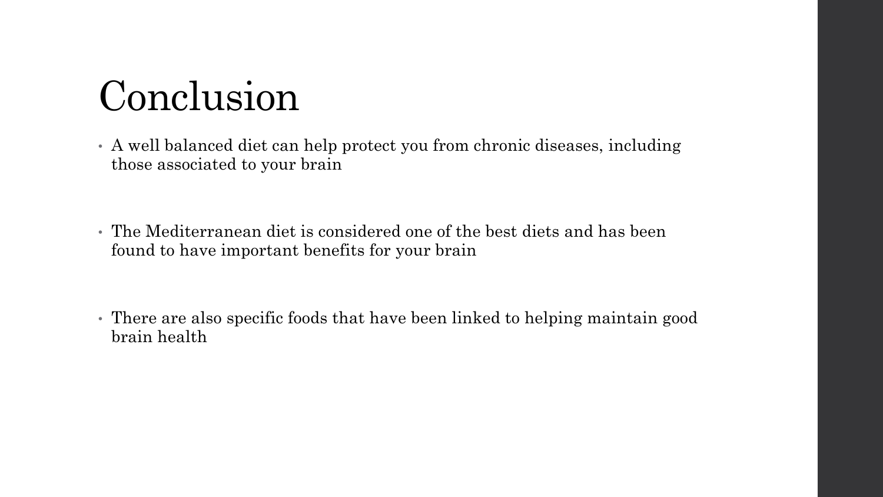# Conclusion

- A well balanced diet can help protect you from chronic diseases, including those associated to your brain
- The Mediterranean diet is considered one of the best diets and has been found to have important benefits for your brain
- There are also specific foods that have been linked to helping maintain good brain health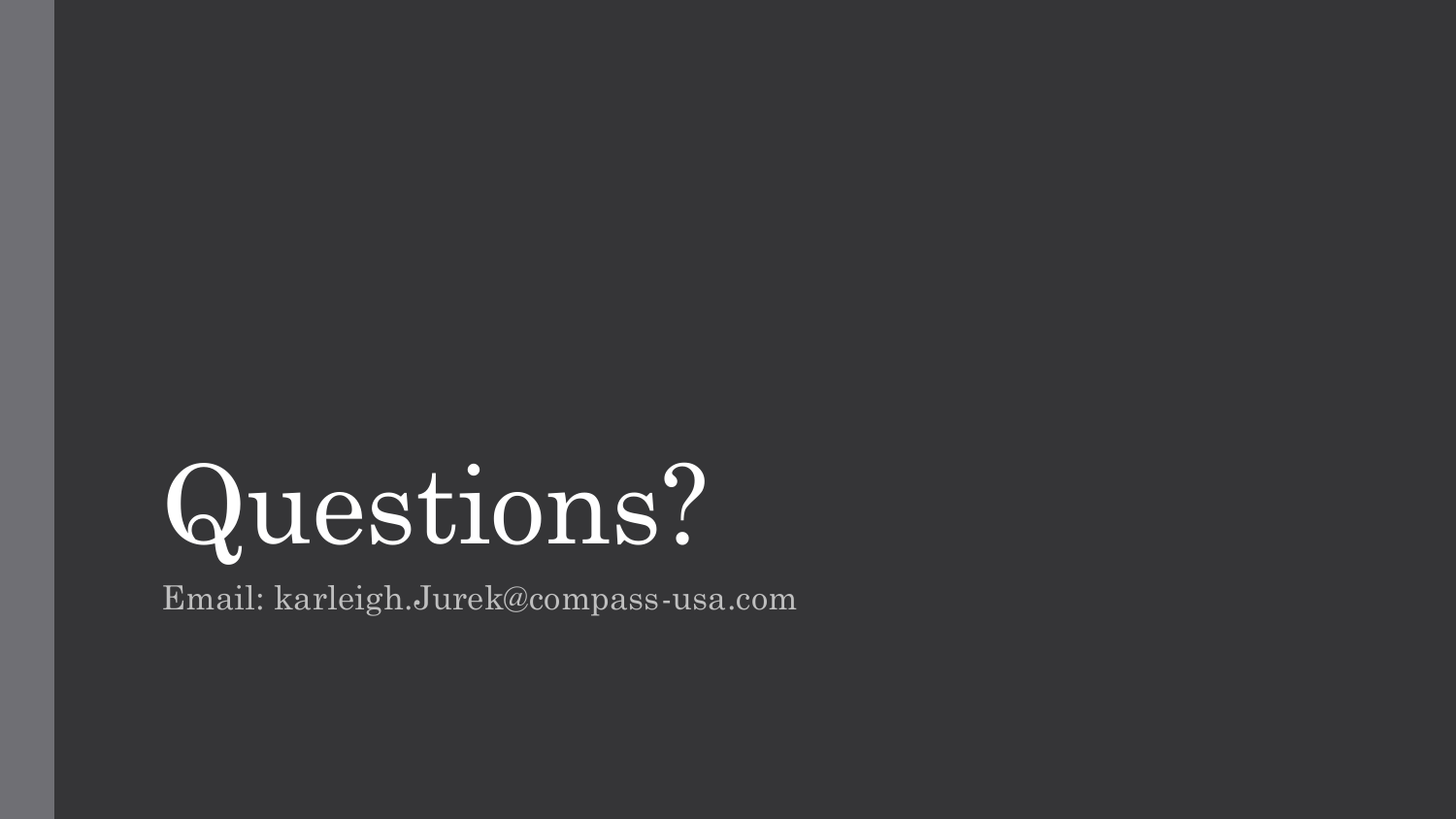# Questions?

Email: karleigh.Jurek@compass-usa.com